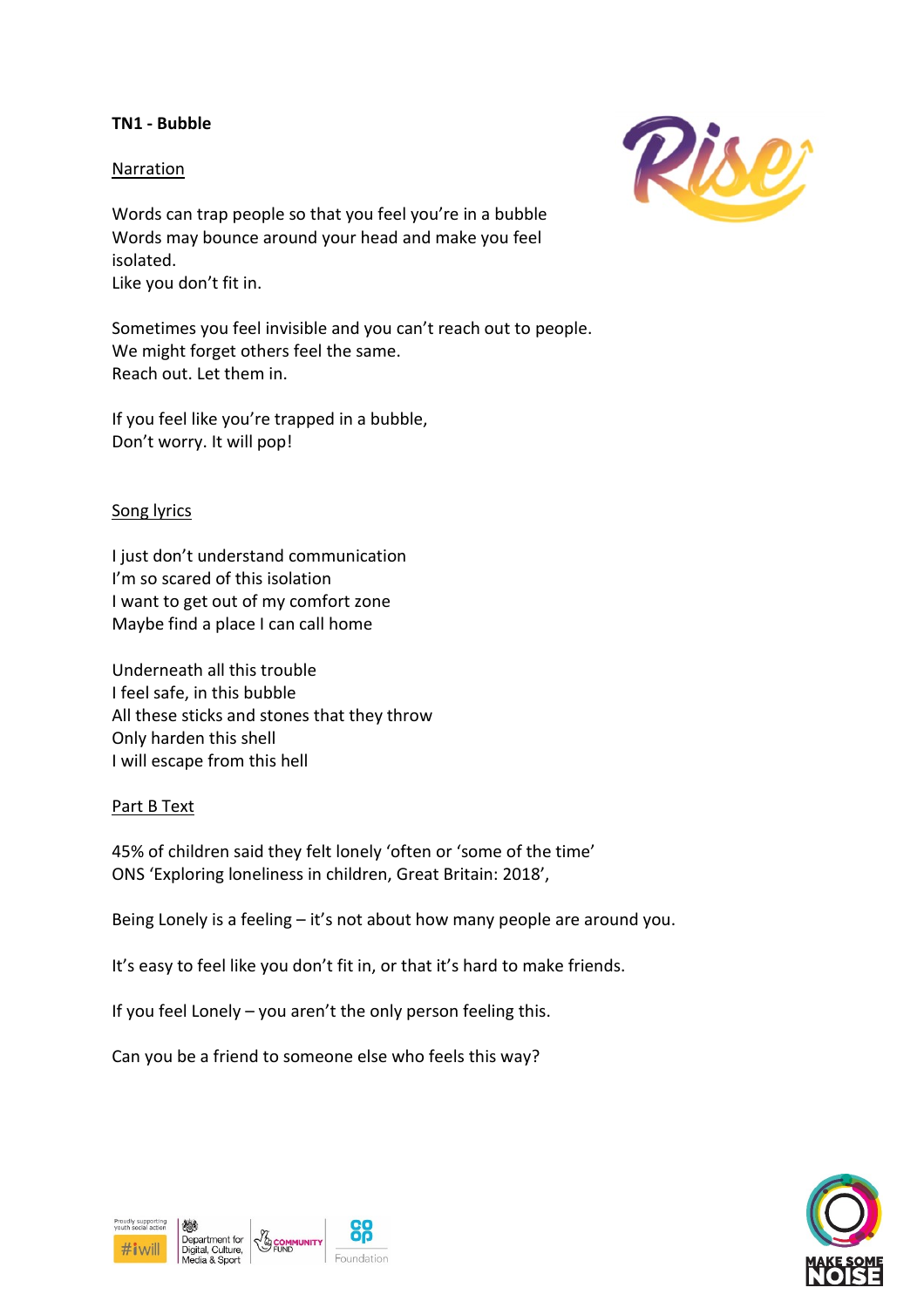**TN1 - Bubble**

Narration

Words can trap people so that you feel you're in a bubble
Words may bounce around your head and make you feel isolated.
Like you don't fit in.

Sometimes you feel invisible and you can't reach out to people.
We might forget others feel the same.
Reach out. Let them in.

If you feel like you're trapped in a bubble,
Don't worry. It will pop!

Song lyrics

I just don't understand communication
I'm so scared of this isolation
I want to get out of my comfort zone
Maybe find a place I can call home

Underneath all this trouble
I feel safe, in this bubble
All these sticks and stones that they throw
Only harden this shell
I will escape from this hell

Part B Text

45% of children said they felt lonely 'often or 'some of the time'
ONS 'Exploring loneliness in children, Great Britain: 2018',

Being Lonely is a feeling – it's not about how many people are around you.

It's easy to feel like you don't fit in, or that it's hard to make friends.

If you feel Lonely – you aren't the only person feeling this.

Can you be a friend to someone else who feels this way?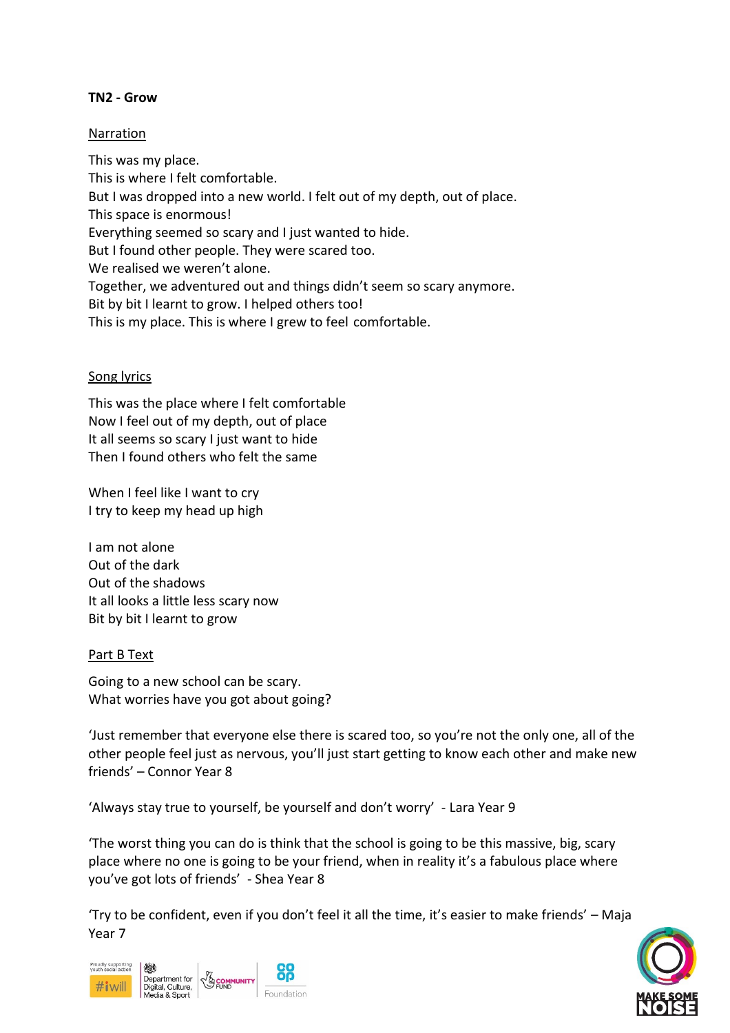**TN2 - Grow**

Narration

This was my place.
This is where I felt comfortable.
But I was dropped into a new world. I felt out of my depth, out of place.
This space is enormous!
Everything seemed so scary and I just wanted to hide.
But I found other people. They were scared too.
We realised we weren't alone.
Together, we adventured out and things didn't seem so scary anymore.
Bit by bit I learnt to grow. I helped others too!
This is my place. This is where I grew to feel comfortable.

Song lyrics

This was the place where I felt comfortable
Now I feel out of my depth, out of place
It all seems so scary I just want to hide
Then I found others who felt the same

When I feel like I want to cry
I try to keep my head up high

I am not alone
Out of the dark
Out of the shadows
It all looks a little less scary now
Bit by bit I learnt to grow

Part B Text

Going to a new school can be scary.
What worries have you got about going?

'Just remember that everyone else there is scared too, so you're not the only one, all of the other people feel just as nervous, you'll just start getting to know each other and make new friends' – Connor Year 8

'Always stay true to yourself, be yourself and don't worry' - Lara Year 9

'The worst thing you can do is think that the school is going to be this massive, big, scary place where no one is going to be your friend, when in reality it's a fabulous place where you've got lots of friends' - Shea Year 8

'Try to be confident, even if you don't feel it all the time, it's easier to make friends' – Maja Year 7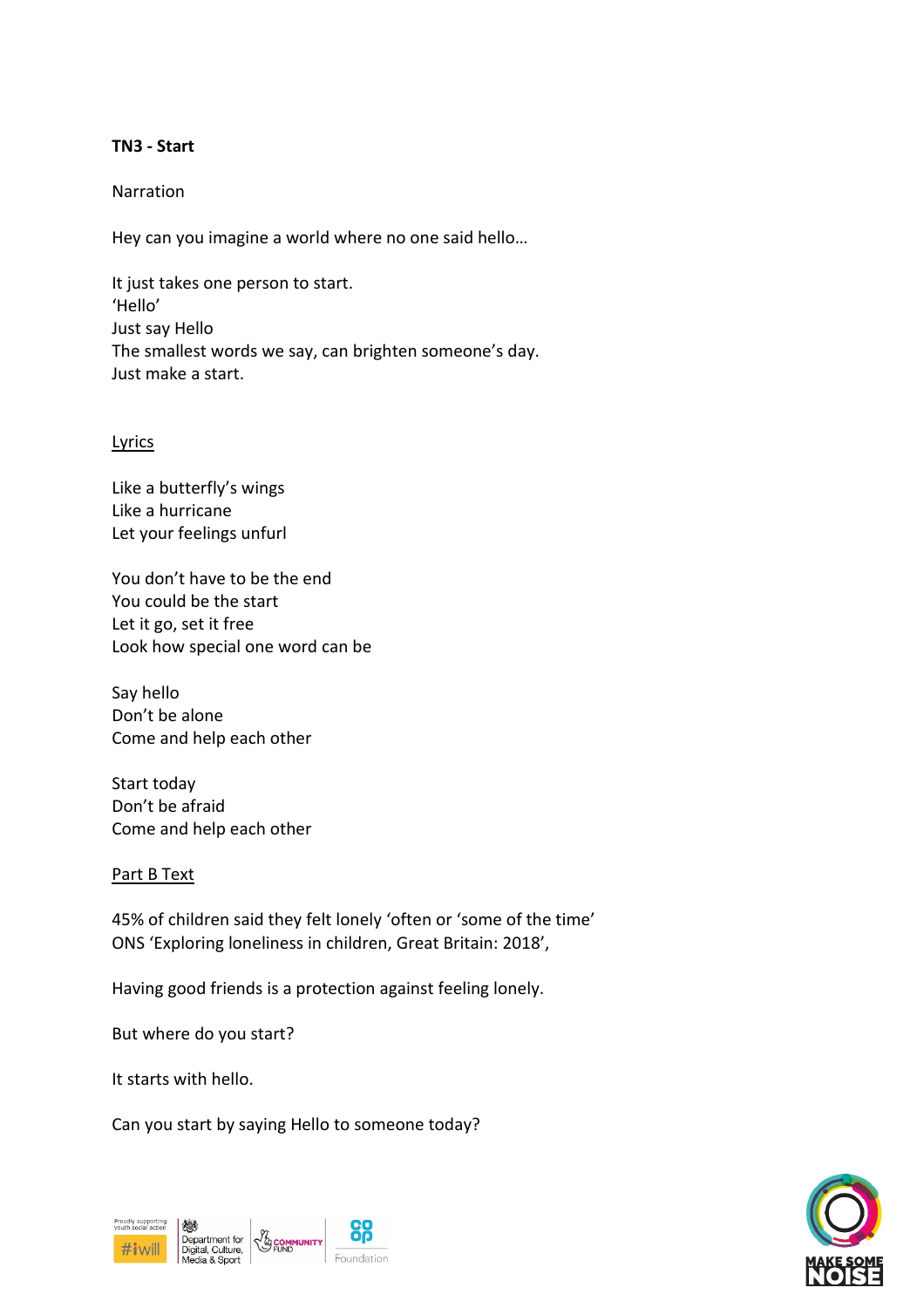**TN3 - Start**

Narration

Hey can you imagine a world where no one said hello…

It just takes one person to start.
'Hello'
Just say Hello
The smallest words we say, can brighten someone's day.
Just make a start.

Lyrics

Like a butterfly's wings
Like a hurricane
Let your feelings unfurl

You don't have to be the end
You could be the start
Let it go, set it free
Look how special one word can be

Say hello
Don't be alone
Come and help each other

Start today
Don't be afraid
Come and help each other

Part B Text

45% of children said they felt lonely 'often or 'some of the time'
ONS 'Exploring loneliness in children, Great Britain: 2018',

Having good friends is a protection against feeling lonely.

But where do you start?

It starts with hello.

Can you start by saying Hello to someone today?